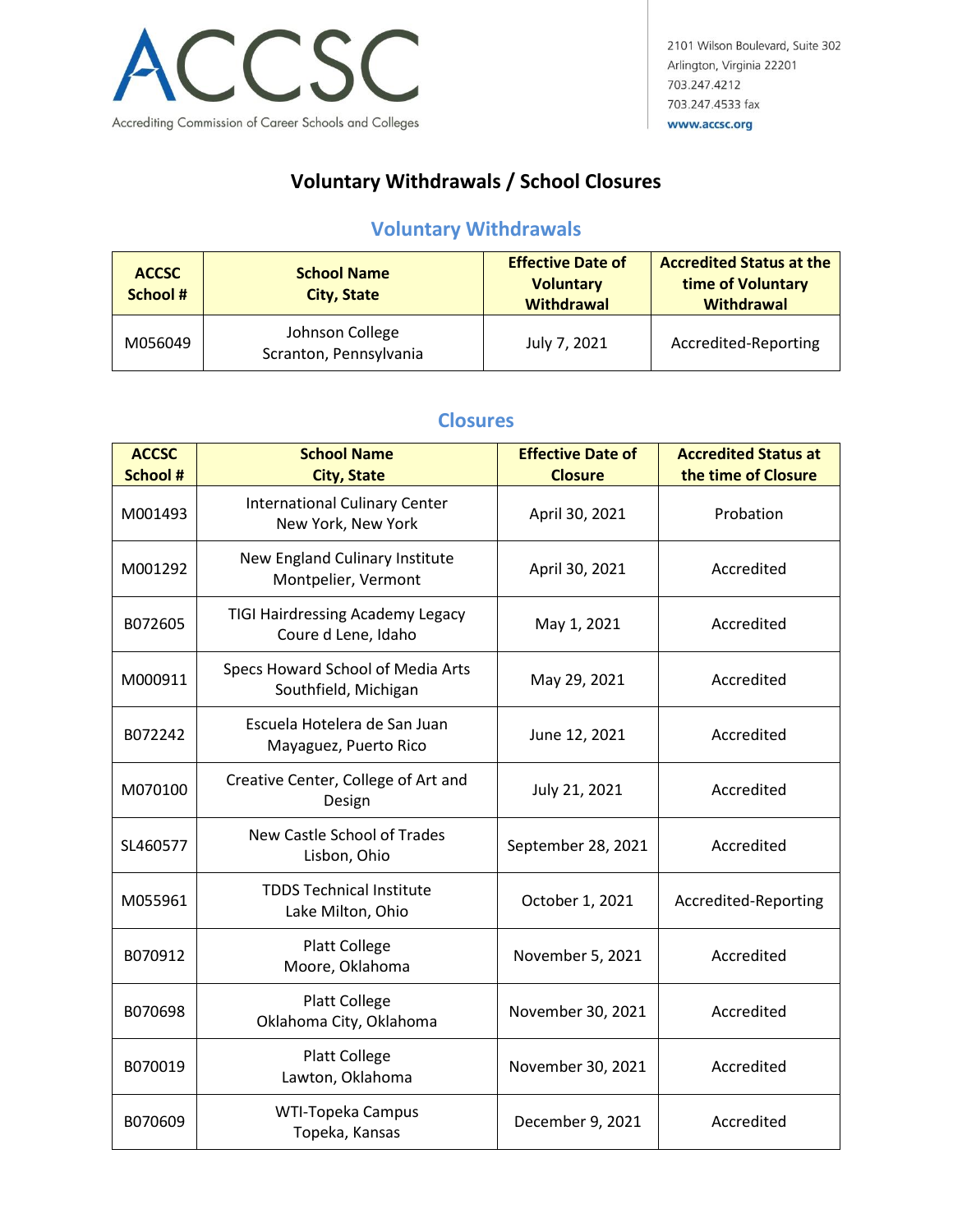ACCSC

Accrediting Commission of Career Schools and Colleges

2101 Wilson Boulevard, Suite 302
Arlington, Virginia 22201
703.247.4212
703.247.4533 fax
www.accsc.org

# Voluntary Withdrawals / School Closures

## Voluntary Withdrawals

| ACCSC School # | School Name City, State | Effective Date of Voluntary Withdrawal | Accredited Status at the time of Voluntary Withdrawal |
|---|---|---|---|
| M056049 | Johnson College Scranton, Pennsylvania | July 7, 2021 | Accredited-Reporting |

## Closures

| ACCSC School # | School Name City, State | Effective Date of Closure | Accredited Status at the time of Closure |
|---|---|---|---|
| M001493 | International Culinary Center New York, New York | April 30, 2021 | Probation |
| M001292 | New England Culinary Institute Montpelier, Vermont | April 30, 2021 | Accredited |
| B072605 | TIGI Hairdressing Academy Legacy Coure d Lene, Idaho | May 1, 2021 | Accredited |
| M000911 | Specs Howard School of Media Arts Southfield, Michigan | May 29, 2021 | Accredited |
| B072242 | Escuela Hotelera de San Juan Mayaguez, Puerto Rico | June 12, 2021 | Accredited |
| M070100 | Creative Center, College of Art and Design | July 21, 2021 | Accredited |
| SL460577 | New Castle School of Trades Lisbon, Ohio | September 28, 2021 | Accredited |
| M055961 | TDDS Technical Institute Lake Milton, Ohio | October 1, 2021 | Accredited-Reporting |
| B070912 | Platt College Moore, Oklahoma | November 5, 2021 | Accredited |
| B070698 | Platt College Oklahoma City, Oklahoma | November 30, 2021 | Accredited |
| B070019 | Platt College Lawton, Oklahoma | November 30, 2021 | Accredited |
| B070609 | WTI-Topeka Campus Topeka, Kansas | December 9, 2021 | Accredited |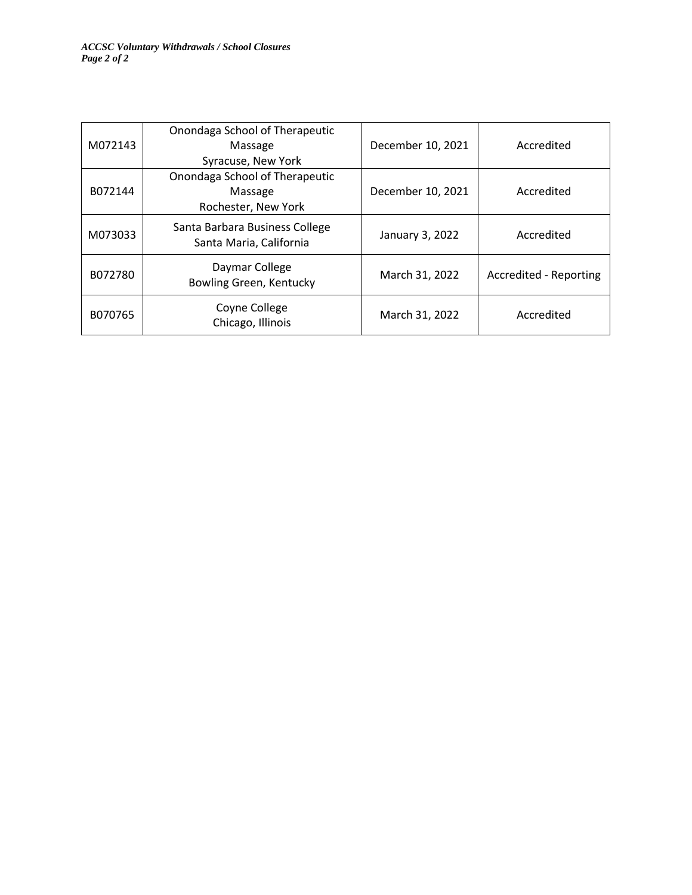| | | | |
|---|---|---|---|
| M072143 | Onondaga School of Therapeutic Massage<br>Syracuse, New York | December 10, 2021 | Accredited |
| B072144 | Onondaga School of Therapeutic Massage<br>Rochester, New York | December 10, 2021 | Accredited |
| M073033 | Santa Barbara Business College<br>Santa Maria, California | January 3, 2022 | Accredited |
| B072780 | Daymar College<br>Bowling Green, Kentucky | March 31, 2022 | Accredited - Reporting |
| B070765 | Coyne College<br>Chicago, Illinois | March 31, 2022 | Accredited |